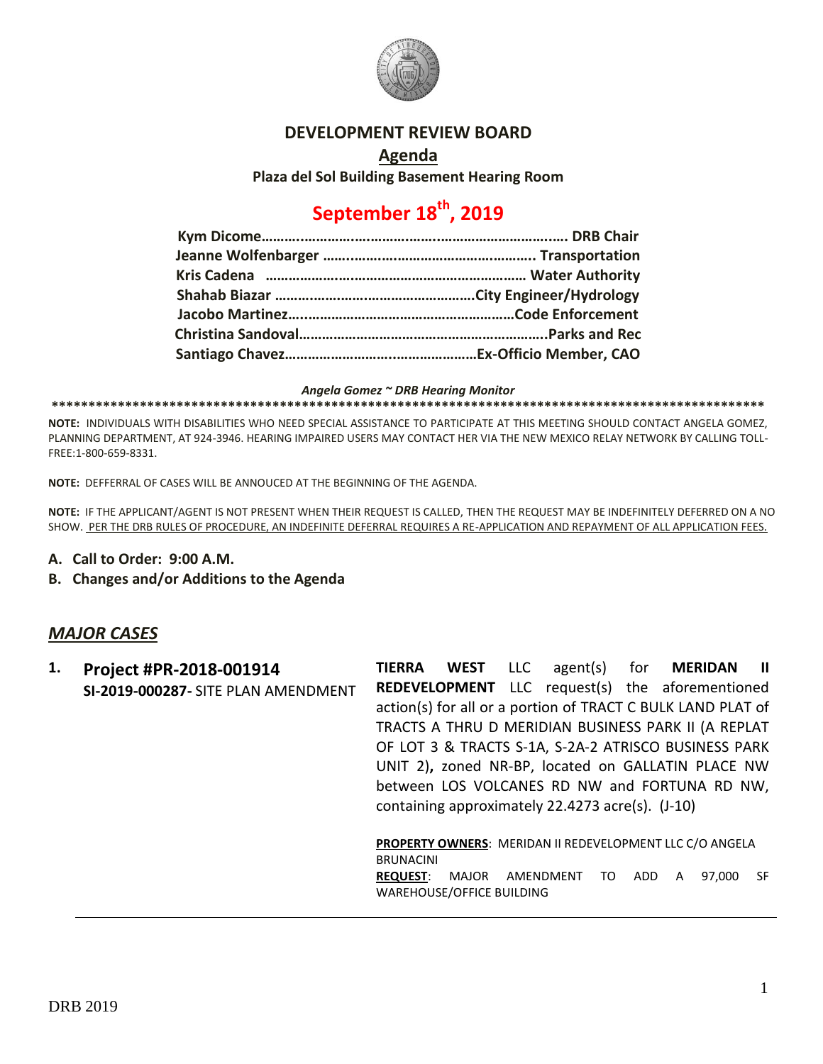# DEVELOPMENT REVIEW BOARD

## Agenda

**Plaza del Sol Building Basement Hearing Room**

## September 18th, 2019

| | |
|---|---|
| **Kym Dicome** | **DRB Chair** |
| **Jeanne Wolfenbarger** | **Transportation** |
| **Kris Cadena** | **Water Authority** |
| **Shahab Biazar** | **City Engineer/Hydrology** |
| **Jacobo Martinez** | **Code Enforcement** |
| **Christina Sandoval** | **Parks and Rec** |
| **Santiago Chavez** | **Ex-Officio Member, CAO** |

***Angela Gomez ~ DRB Hearing Monitor***

****************************************************************************************************

**NOTE:** INDIVIDUALS WITH DISABILITIES WHO NEED SPECIAL ASSISTANCE TO PARTICIPATE AT THIS MEETING SHOULD CONTACT ANGELA GOMEZ, PLANNING DEPARTMENT, AT 924-3946. HEARING IMPAIRED USERS MAY CONTACT HER VIA THE NEW MEXICO RELAY NETWORK BY CALLING TOLL-FREE:1-800-659-8331.

**NOTE:** DEFFERRAL OF CASES WILL BE ANNOUCED AT THE BEGINNING OF THE AGENDA.

**NOTE:** IF THE APPLICANT/AGENT IS NOT PRESENT WHEN THEIR REQUEST IS CALLED, THEN THE REQUEST MAY BE INDEFINITELY DEFERRED ON A NO SHOW. PER THE DRB RULES OF PROCEDURE, AN INDEFINITE DEFERRAL REQUIRES A RE-APPLICATION AND REPAYMENT OF ALL APPLICATION FEES.

**A. Call to Order: 9:00 A.M.**

**B. Changes and/or Additions to the Agenda**

## *MAJOR CASES*

**1. Project #PR-2018-001914**
**SI-2019-000287-** SITE PLAN AMENDMENT

**TIERRA WEST** LLC agent(s) for **MERIDAN II REDEVELOPMENT** LLC request(s) the aforementioned action(s) for all or a portion of TRACT C BULK LAND PLAT of TRACTS A THRU D MERIDIAN BUSINESS PARK II (A REPLAT OF LOT 3 & TRACTS S-1A, S-2A-2 ATRISCO BUSINESS PARK UNIT 2)**,** zoned NR-BP, located on GALLATIN PLACE NW between LOS VOLCANES RD NW and FORTUNA RD NW, containing approximately 22.4273 acre(s). (J-10)

**PROPERTY OWNERS**: MERIDAN II REDEVELOPMENT LLC C/O ANGELA BRUNACINI
**REQUEST**: MAJOR AMENDMENT TO ADD A 97,000 SF WAREHOUSE/OFFICE BUILDING

DRB 2019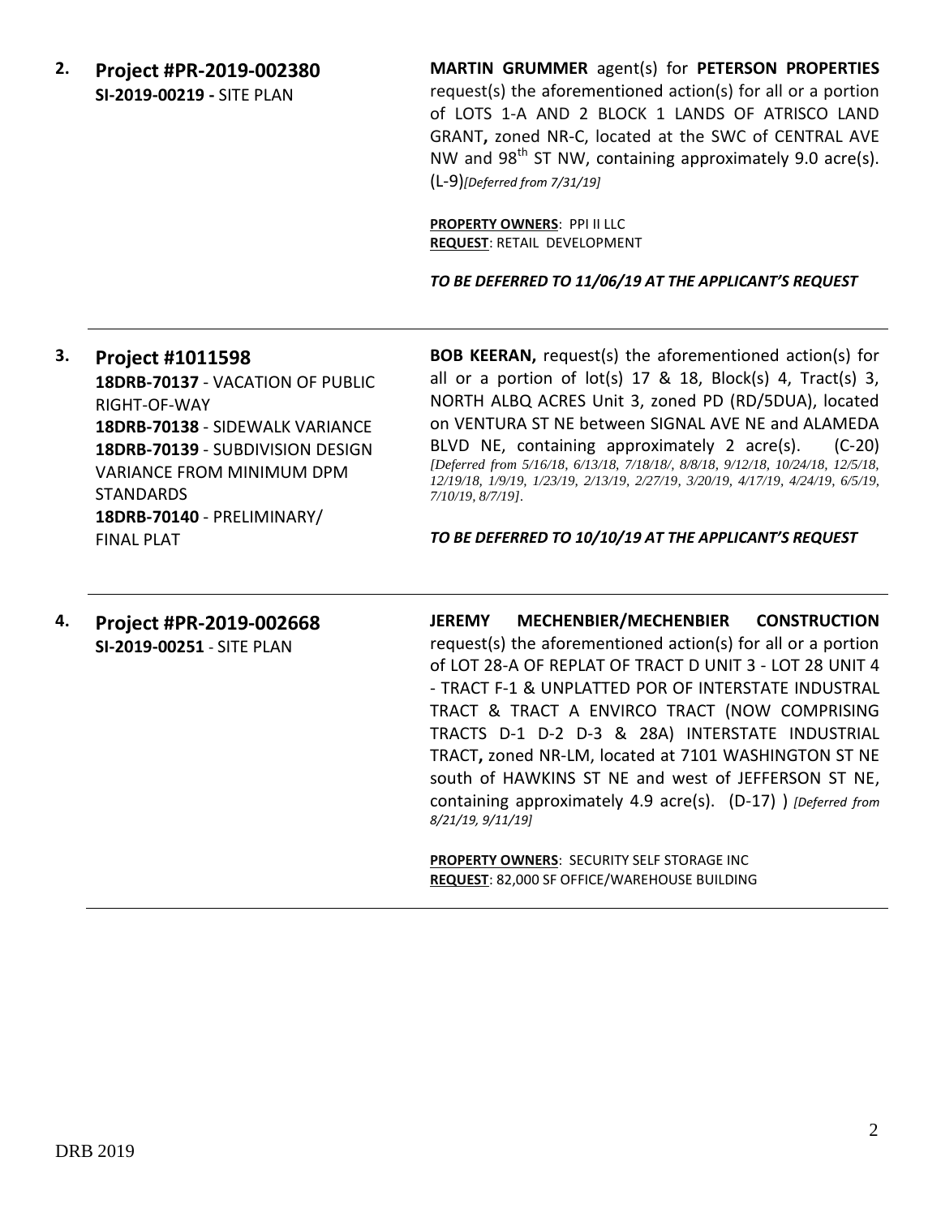**2.** **Project #PR-2019-002380**
**SI-2019-00219 -** SITE PLAN

**MARTIN GRUMMER** agent(s) for **PETERSON PROPERTIES** request(s) the aforementioned action(s) for all or a portion of LOTS 1-A AND 2 BLOCK 1 LANDS OF ATRISCO LAND GRANT**,** zoned NR-C, located at the SWC of CENTRAL AVE NW and 98th ST NW, containing approximately 9.0 acre(s). (L-9)*[Deferred from 7/31/19]*

**PROPERTY OWNERS**: PPI II LLC
**REQUEST**: RETAIL DEVELOPMENT

***TO BE DEFERRED TO 11/06/19 AT THE APPLICANT'S REQUEST***

---

**3.** **Project #1011598**
**18DRB-70137** - VACATION OF PUBLIC RIGHT-OF-WAY
**18DRB-70138** - SIDEWALK VARIANCE
**18DRB-70139** - SUBDIVISION DESIGN VARIANCE FROM MINIMUM DPM STANDARDS
**18DRB-70140** - PRELIMINARY/ FINAL PLAT

**BOB KEERAN,** request(s) the aforementioned action(s) for all or a portion of lot(s) 17 & 18, Block(s) 4, Tract(s) 3, NORTH ALBQ ACRES Unit 3, zoned PD (RD/5DUA), located on VENTURA ST NE between SIGNAL AVE NE and ALAMEDA BLVD NE, containing approximately 2 acre(s). (C-20) *[Deferred from 5/16/18, 6/13/18, 7/18/18/, 8/8/18, 9/12/18, 10/24/18, 12/5/18, 12/19/18, 1/9/19, 1/23/19, 2/13/19, 2/27/19, 3/20/19, 4/17/19, 4/24/19, 6/5/19, 7/10/19, 8/7/19]*.

***TO BE DEFERRED TO 10/10/19 AT THE APPLICANT'S REQUEST***

---

**4.** **Project #PR-2019-002668**
**SI-2019-00251** - SITE PLAN

**JEREMY MECHENBIER/MECHENBIER CONSTRUCTION** request(s) the aforementioned action(s) for all or a portion of LOT 28-A OF REPLAT OF TRACT D UNIT 3 - LOT 28 UNIT 4 - TRACT F-1 & UNPLATTED POR OF INTERSTATE INDUSTRAL TRACT & TRACT A ENVIRCO TRACT (NOW COMPRISING TRACTS D-1 D-2 D-3 & 28A) INTERSTATE INDUSTRIAL TRACT**,** zoned NR-LM, located at 7101 WASHINGTON ST NE south of HAWKINS ST NE and west of JEFFERSON ST NE, containing approximately 4.9 acre(s). (D-17) ) *[Deferred from 8/21/19, 9/11/19]*

**PROPERTY OWNERS**: SECURITY SELF STORAGE INC
**REQUEST**: 82,000 SF OFFICE/WAREHOUSE BUILDING

---

DRB 2019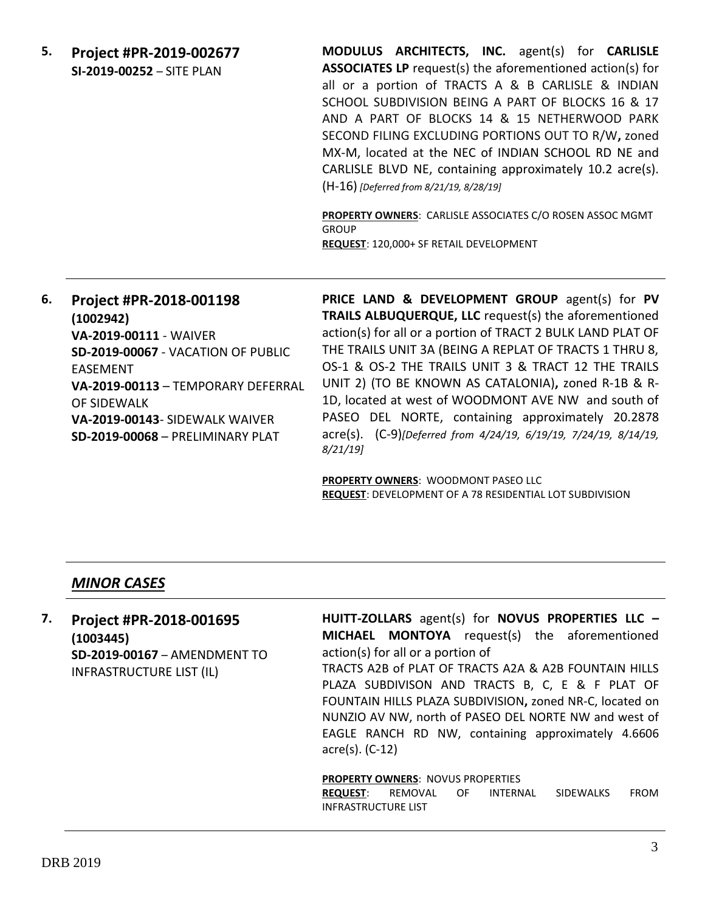**5. Project #PR-2019-002677**
**SI-2019-00252** – SITE PLAN

**MODULUS ARCHITECTS, INC.** agent(s) for **CARLISLE ASSOCIATES LP** request(s) the aforementioned action(s) for all or a portion of TRACTS A & B CARLISLE & INDIAN SCHOOL SUBDIVISION BEING A PART OF BLOCKS 16 & 17 AND A PART OF BLOCKS 14 & 15 NETHERWOOD PARK SECOND FILING EXCLUDING PORTIONS OUT TO R/W**,** zoned MX-M, located at the NEC of INDIAN SCHOOL RD NE and CARLISLE BLVD NE, containing approximately 10.2 acre(s). (H-16) *[Deferred from 8/21/19, 8/28/19]*

**PROPERTY OWNERS**: CARLISLE ASSOCIATES C/O ROSEN ASSOC MGMT GROUP
**REQUEST**: 120,000+ SF RETAIL DEVELOPMENT

---

**6. Project #PR-2018-001198**
**(1002942)**
**VA-2019-00111** - WAIVER
**SD-2019-00067** - VACATION OF PUBLIC EASEMENT
**VA-2019-00113** – TEMPORARY DEFERRAL OF SIDEWALK
**VA-2019-00143**- SIDEWALK WAIVER
**SD-2019-00068** – PRELIMINARY PLAT

**PRICE LAND & DEVELOPMENT GROUP** agent(s) for **PV TRAILS ALBUQUERQUE, LLC** request(s) the aforementioned action(s) for all or a portion of TRACT 2 BULK LAND PLAT OF THE TRAILS UNIT 3A (BEING A REPLAT OF TRACTS 1 THRU 8, OS-1 & OS-2 THE TRAILS UNIT 3 & TRACT 12 THE TRAILS UNIT 2) (TO BE KNOWN AS CATALONIA)**,** zoned R-1B & R-1D, located at west of WOODMONT AVE NW and south of PASEO DEL NORTE, containing approximately 20.2878 acre(s). (C-9)*[Deferred from 4/24/19, 6/19/19, 7/24/19, 8/14/19, 8/21/19]*

**PROPERTY OWNERS**: WOODMONT PASEO LLC
**REQUEST**: DEVELOPMENT OF A 78 RESIDENTIAL LOT SUBDIVISION

---

## ***MINOR CASES***

---

**7. Project #PR-2018-001695**
**(1003445)**
**SD-2019-00167** – AMENDMENT TO INFRASTRUCTURE LIST (IL)

**HUITT-ZOLLARS** agent(s) for **NOVUS PROPERTIES LLC – MICHAEL MONTOYA** request(s) the aforementioned action(s) for all or a portion of
TRACTS A2B of PLAT OF TRACTS A2A & A2B FOUNTAIN HILLS PLAZA SUBDIVISON AND TRACTS B, C, E & F PLAT OF FOUNTAIN HILLS PLAZA SUBDIVISION**,** zoned NR-C, located on NUNZIO AV NW, north of PASEO DEL NORTE NW and west of EAGLE RANCH RD NW, containing approximately 4.6606 acre(s). (C-12)

**PROPERTY OWNERS**: NOVUS PROPERTIES
**REQUEST**: REMOVAL OF INTERNAL SIDEWALKS FROM INFRASTRUCTURE LIST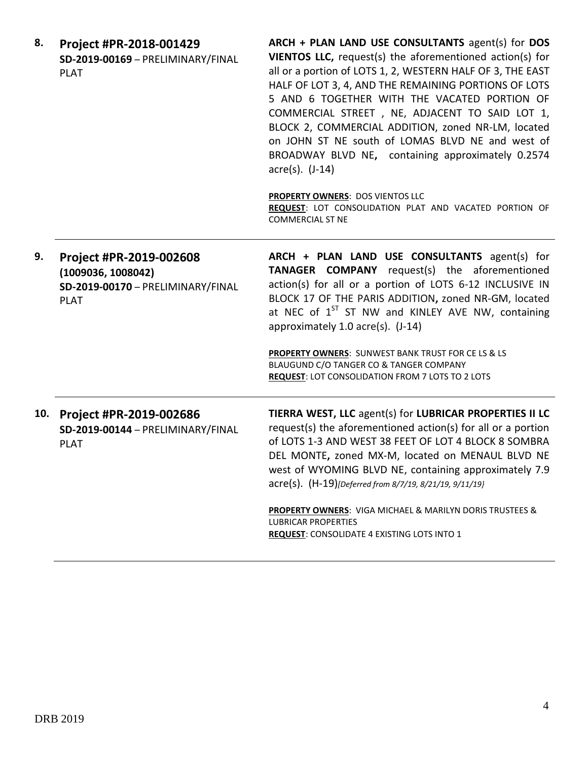**8. Project #PR-2018-001429**
**SD-2019-00169** – PRELIMINARY/FINAL PLAT

**ARCH + PLAN LAND USE CONSULTANTS** agent(s) for **DOS VIENTOS LLC,** request(s) the aforementioned action(s) for all or a portion of LOTS 1, 2, WESTERN HALF OF 3, THE EAST HALF OF LOT 3, 4, AND THE REMAINING PORTIONS OF LOTS 5 AND 6 TOGETHER WITH THE VACATED PORTION OF COMMERCIAL STREET , NE, ADJACENT TO SAID LOT 1, BLOCK 2, COMMERCIAL ADDITION, zoned NR-LM, located on JOHN ST NE south of LOMAS BLVD NE and west of BROADWAY BLVD NE**,** containing approximately 0.2574 acre(s). (J-14)

**PROPERTY OWNERS**: DOS VIENTOS LLC
**REQUEST**: LOT CONSOLIDATION PLAT AND VACATED PORTION OF COMMERCIAL ST NE

---

**9. Project #PR-2019-002608**
**(1009036, 1008042)**
**SD-2019-00170** – PRELIMINARY/FINAL PLAT

**ARCH + PLAN LAND USE CONSULTANTS** agent(s) for **TANAGER COMPANY** request(s) the aforementioned action(s) for all or a portion of LOTS 6-12 INCLUSIVE IN BLOCK 17 OF THE PARIS ADDITION**,** zoned NR-GM, located at NEC of 1ST ST NW and KINLEY AVE NW, containing approximately 1.0 acre(s). (J-14)

**PROPERTY OWNERS**: SUNWEST BANK TRUST FOR CE LS & LS BLAUGUND C/O TANGER CO & TANGER COMPANY
**REQUEST**: LOT CONSOLIDATION FROM 7 LOTS TO 2 LOTS

---

**10. Project #PR-2019-002686**
**SD-2019-00144** – PRELIMINARY/FINAL PLAT

**TIERRA WEST, LLC** agent(s) for **LUBRICAR PROPERTIES II LC** request(s) the aforementioned action(s) for all or a portion of LOTS 1-3 AND WEST 38 FEET OF LOT 4 BLOCK 8 SOMBRA DEL MONTE**,** zoned MX-M, located on MENAUL BLVD NE west of WYOMING BLVD NE, containing approximately 7.9 acre(s). (H-19)*[Deferred from 8/7/19, 8/21/19, 9/11/19]*

**PROPERTY OWNERS**: VIGA MICHAEL & MARILYN DORIS TRUSTEES & LUBRICAR PROPERTIES
**REQUEST**: CONSOLIDATE 4 EXISTING LOTS INTO 1

---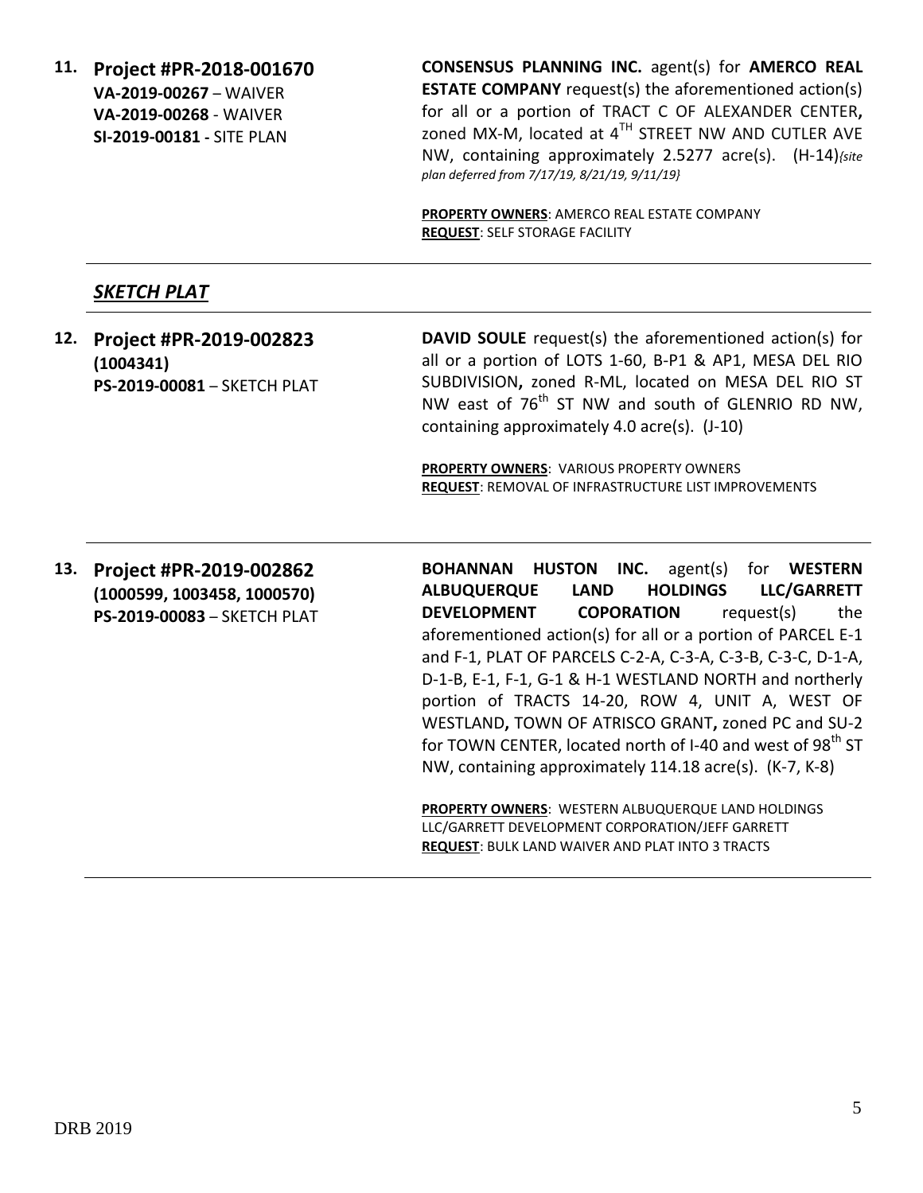11. **Project #PR-2018-001670**
**VA-2019-00267** – WAIVER
**VA-2019-00268** - WAIVER
**SI-2019-00181 -** SITE PLAN

**CONSENSUS PLANNING INC.** agent(s) for **AMERCO REAL ESTATE COMPANY** request(s) the aforementioned action(s) for all or a portion of TRACT C OF ALEXANDER CENTER**,** zoned MX-M, located at 4TH STREET NW AND CUTLER AVE NW, containing approximately 2.5277 acre(s). (H-14)*{site plan deferred from 7/17/19, 8/21/19, 9/11/19}*

**PROPERTY OWNERS**: AMERCO REAL ESTATE COMPANY
**REQUEST**: SELF STORAGE FACILITY

## *SKETCH PLAT*

12. **Project #PR-2019-002823**
**(1004341)**
**PS-2019-00081** – SKETCH PLAT

**DAVID SOULE** request(s) the aforementioned action(s) for all or a portion of LOTS 1-60, B-P1 & AP1, MESA DEL RIO SUBDIVISION**,** zoned R-ML, located on MESA DEL RIO ST NW east of 76th ST NW and south of GLENRIO RD NW, containing approximately 4.0 acre(s). (J-10)

**PROPERTY OWNERS**: VARIOUS PROPERTY OWNERS
**REQUEST**: REMOVAL OF INFRASTRUCTURE LIST IMPROVEMENTS

13. **Project #PR-2019-002862**
**(1000599, 1003458, 1000570)**
**PS-2019-00083** – SKETCH PLAT

**BOHANNAN HUSTON INC.** agent(s) for **WESTERN ALBUQUERQUE LAND HOLDINGS LLC/GARRETT DEVELOPMENT COPORATION** request(s) the aforementioned action(s) for all or a portion of PARCEL E-1 and F-1, PLAT OF PARCELS C-2-A, C-3-A, C-3-B, C-3-C, D-1-A, D-1-B, E-1, F-1, G-1 & H-1 WESTLAND NORTH and northerly portion of TRACTS 14-20, ROW 4, UNIT A, WEST OF WESTLAND**,** TOWN OF ATRISCO GRANT**,** zoned PC and SU-2 for TOWN CENTER, located north of I-40 and west of 98th ST NW, containing approximately 114.18 acre(s). (K-7, K-8)

**PROPERTY OWNERS**: WESTERN ALBUQUERQUE LAND HOLDINGS LLC/GARRETT DEVELOPMENT CORPORATION/JEFF GARRETT
**REQUEST**: BULK LAND WAIVER AND PLAT INTO 3 TRACTS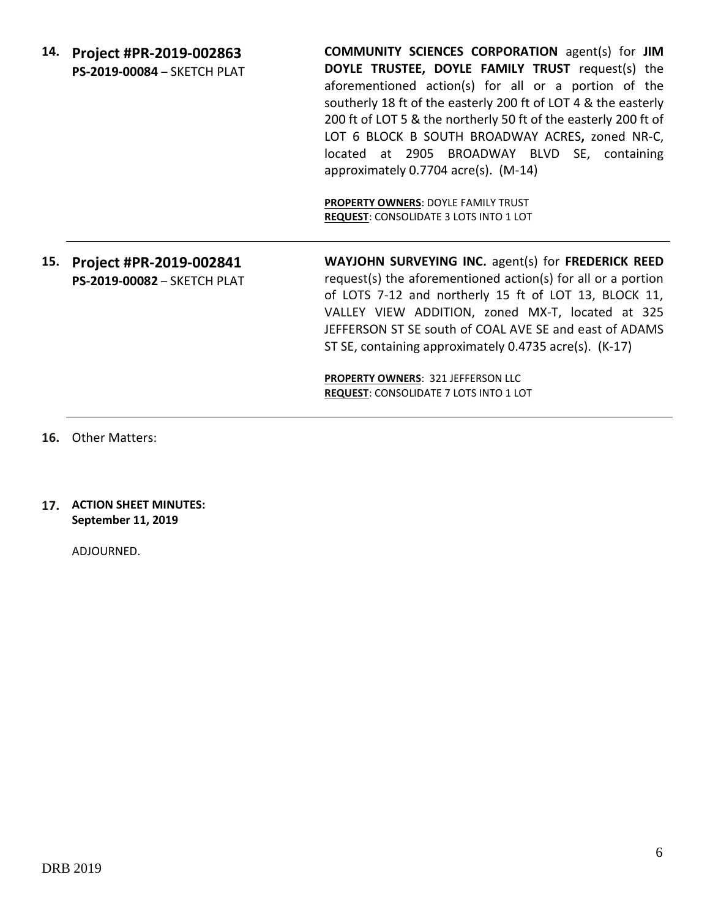**14. Project #PR-2019-002863**
**PS-2019-00084** – SKETCH PLAT

**COMMUNITY SCIENCES CORPORATION** agent(s) for **JIM DOYLE TRUSTEE, DOYLE FAMILY TRUST** request(s) the aforementioned action(s) for all or a portion of the southerly 18 ft of the easterly 200 ft of LOT 4 & the easterly 200 ft of LOT 5 & the northerly 50 ft of the easterly 200 ft of LOT 6 BLOCK B SOUTH BROADWAY ACRES**,** zoned NR-C, located at 2905 BROADWAY BLVD SE, containing approximately 0.7704 acre(s). (M-14)

**PROPERTY OWNERS**: DOYLE FAMILY TRUST
**REQUEST**: CONSOLIDATE 3 LOTS INTO 1 LOT

---

**15. Project #PR-2019-002841**
**PS-2019-00082** – SKETCH PLAT

**WAYJOHN SURVEYING INC.** agent(s) for **FREDERICK REED** request(s) the aforementioned action(s) for all or a portion of LOTS 7-12 and northerly 15 ft of LOT 13, BLOCK 11, VALLEY VIEW ADDITION, zoned MX-T, located at 325 JEFFERSON ST SE south of COAL AVE SE and east of ADAMS ST SE, containing approximately 0.4735 acre(s). (K-17)

**PROPERTY OWNERS**: 321 JEFFERSON LLC
**REQUEST**: CONSOLIDATE 7 LOTS INTO 1 LOT

---

**16.** Other Matters:

**17. ACTION SHEET MINUTES:**
**September 11, 2019**

ADJOURNED.

DRB 2019